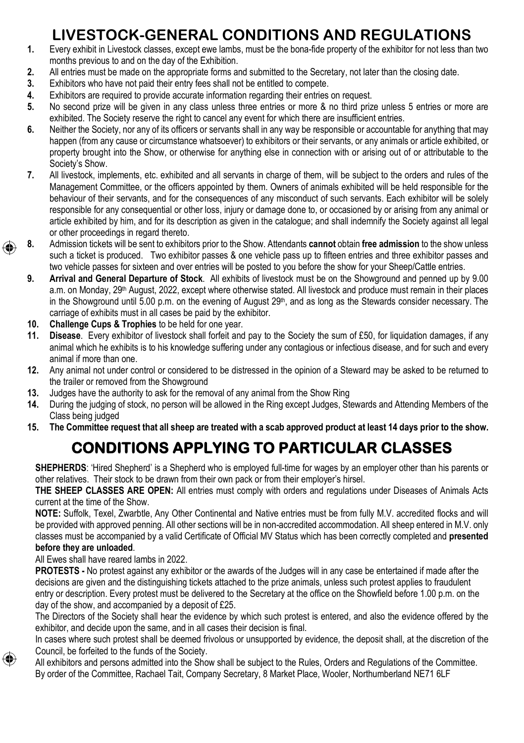# LIVESTOCK-GENERAL CONDITIONS AND REGULATIONS

1. Every exhibit in Livestock classes, except ewe lambs, must be the bona-fide property of the exhibitor for not less than two months previous to and on the day of the Exhibition.
2. All entries must be made on the appropriate forms and submitted to the Secretary, not later than the closing date.
3. Exhibitors who have not paid their entry fees shall not be entitled to compete.
4. Exhibitors are required to provide accurate information regarding their entries on request.
5. No second prize will be given in any class unless three entries or more & no third prize unless 5 entries or more are exhibited. The Society reserve the right to cancel any event for which there are insufficient entries.
6. Neither the Society, nor any of its officers or servants shall in any way be responsible or accountable for anything that may happen (from any cause or circumstance whatsoever) to exhibitors or their servants, or any animals or article exhibited, or property brought into the Show, or otherwise for anything else in connection with or arising out of or attributable to the Society's Show.
7. All livestock, implements, etc. exhibited and all servants in charge of them, will be subject to the orders and rules of the Management Committee, or the officers appointed by them. Owners of animals exhibited will be held responsible for the behaviour of their servants, and for the consequences of any misconduct of such servants. Each exhibitor will be solely responsible for any consequential or other loss, injury or damage done to, or occasioned by or arising from any animal or article exhibited by him, and for its description as given in the catalogue; and shall indemnify the Society against all legal or other proceedings in regard thereto.
8. Admission tickets will be sent to exhibitors prior to the Show. Attendants **cannot** obtain **free admission** to the show unless such a ticket is produced. Two exhibitor passes & one vehicle pass up to fifteen entries and three exhibitor passes and two vehicle passes for sixteen and over entries will be posted to you before the show for your Sheep/Cattle entries.
9. **Arrival and General Departure of Stock**. All exhibits of livestock must be on the Showground and penned up by 9.00 a.m. on Monday, 29th August, 2022, except where otherwise stated. All livestock and produce must remain in their places in the Showground until 5.00 p.m. on the evening of August 29th, and as long as the Stewards consider necessary. The carriage of exhibits must in all cases be paid by the exhibitor.
10. **Challenge Cups & Trophies** to be held for one year.
11. **Disease**. Every exhibitor of livestock shall forfeit and pay to the Society the sum of £50, for liquidation damages, if any animal which he exhibits is to his knowledge suffering under any contagious or infectious disease, and for such and every animal if more than one.
12. Any animal not under control or considered to be distressed in the opinion of a Steward may be asked to be returned to the trailer or removed from the Showground
13. Judges have the authority to ask for the removal of any animal from the Show Ring
14. During the judging of stock, no person will be allowed in the Ring except Judges, Stewards and Attending Members of the Class being judged
15. **The Committee request that all sheep are treated with a scab approved product at least 14 days prior to the show.**

# CONDITIONS APPLYING TO PARTICULAR CLASSES

**SHEPHERDS**: 'Hired Shepherd' is a Shepherd who is employed full-time for wages by an employer other than his parents or other relatives. Their stock to be drawn from their own pack or from their employer's hirsel.

**THE SHEEP CLASSES ARE OPEN:** All entries must comply with orders and regulations under Diseases of Animals Acts current at the time of the Show.

**NOTE:** Suffolk, Texel, Zwarbtle, Any Other Continental and Native entries must be from fully M.V. accredited flocks and will be provided with approved penning. All other sections will be in non-accredited accommodation. All sheep entered in M.V. only classes must be accompanied by a valid Certificate of Official MV Status which has been correctly completed and **presented before they are unloaded**.

All Ewes shall have reared lambs in 2022.

**PROTESTS -** No protest against any exhibitor or the awards of the Judges will in any case be entertained if made after the decisions are given and the distinguishing tickets attached to the prize animals, unless such protest applies to fraudulent entry or description. Every protest must be delivered to the Secretary at the office on the Showfield before 1.00 p.m. on the day of the show, and accompanied by a deposit of £25.

The Directors of the Society shall hear the evidence by which such protest is entered, and also the evidence offered by the exhibitor, and decide upon the same, and in all cases their decision is final.

In cases where such protest shall be deemed frivolous or unsupported by evidence, the deposit shall, at the discretion of the Council, be forfeited to the funds of the Society.

All exhibitors and persons admitted into the Show shall be subject to the Rules, Orders and Regulations of the Committee.

By order of the Committee, Rachael Tait, Company Secretary, 8 Market Place, Wooler, Northumberland NE71 6LF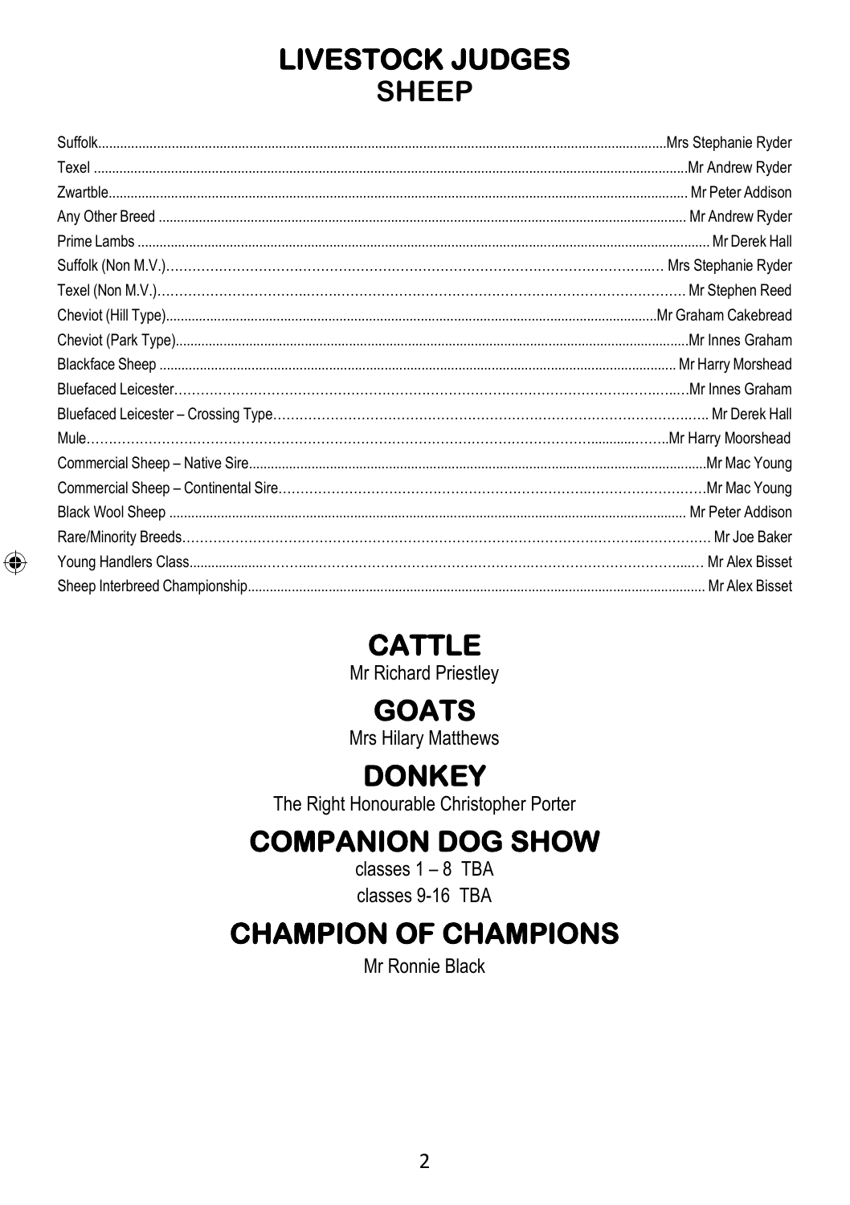# LIVESTOCK JUDGES

## SHEEP

| Class | Judge |
| --- | --- |
| Suffolk | Mrs Stephanie Ryder |
| Texel | Mr Andrew Ryder |
| Zwartble | Mr Peter Addison |
| Any Other Breed | Mr Andrew Ryder |
| Prime Lambs | Mr Derek Hall |
| Suffolk (Non M.V.) | Mrs Stephanie Ryder |
| Texel (Non M.V.) | Mr Stephen Reed |
| Cheviot (Hill Type) | Mr Graham Cakebread |
| Cheviot (Park Type) | Mr Innes Graham |
| Blackface Sheep | Mr Harry Morshead |
| Bluefaced Leicester | Mr Innes Graham |
| Bluefaced Leicester – Crossing Type | Mr Derek Hall |
| Mule | Mr Harry Moorshead |
| Commercial Sheep – Native Sire | Mr Mac Young |
| Commercial Sheep – Continental Sire | Mr Mac Young |
| Black Wool Sheep | Mr Peter Addison |
| Rare/Minority Breeds | Mr Joe Baker |
| Young Handlers Class | Mr Alex Bisset |
| Sheep Interbreed Championship | Mr Alex Bisset |

## CATTLE

Mr Richard Priestley

## GOATS

Mrs Hilary Matthews

## DONKEY

The Right Honourable Christopher Porter

## COMPANION DOG SHOW

classes 1 – 8 TBA

classes 9-16 TBA

## CHAMPION OF CHAMPIONS

Mr Ronnie Black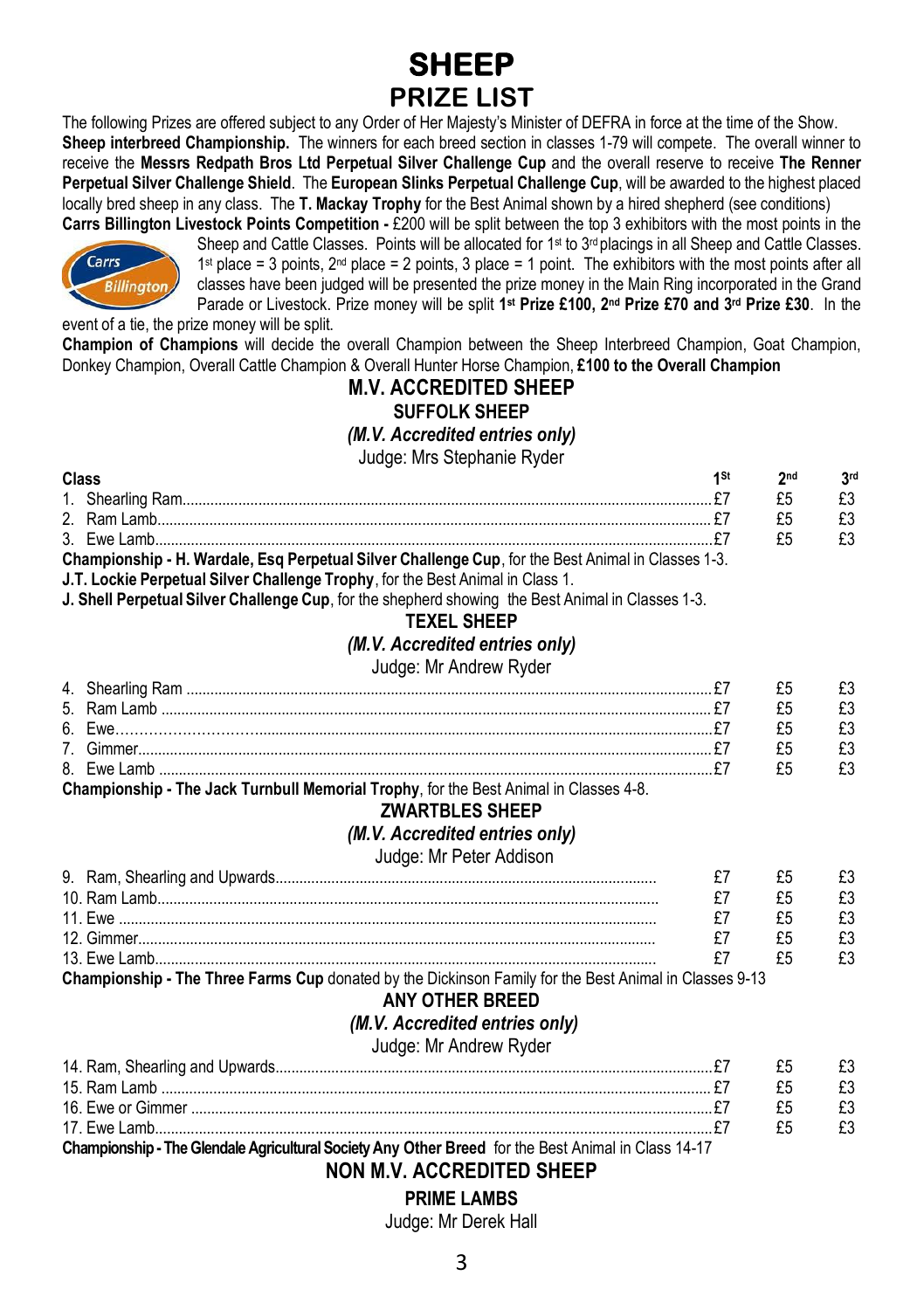# SHEEP

## PRIZE LIST

The following Prizes are offered subject to any Order of Her Majesty's Minister of DEFRA in force at the time of the Show.

**Sheep interbreed Championship.** The winners for each breed section in classes 1-79 will compete. The overall winner to receive the **Messrs Redpath Bros Ltd Perpetual Silver Challenge Cup** and the overall reserve to receive **The Renner Perpetual Silver Challenge Shield**. The **European Slinks Perpetual Challenge Cup**, will be awarded to the highest placed locally bred sheep in any class. The **T. Mackay Trophy** for the Best Animal shown by a hired shepherd (see conditions)

**Carrs Billington Livestock Points Competition -** £200 will be split between the top 3 exhibitors with the most points in the Sheep and Cattle Classes. Points will be allocated for 1st to 3rd placings in all Sheep and Cattle Classes. 1st place = 3 points, 2nd place = 2 points, 3 place = 1 point. The exhibitors with the most points after all classes have been judged will be presented the prize money in the Main Ring incorporated in the Grand Parade or Livestock. Prize money will be split **1st Prize £100, 2nd Prize £70 and 3rd Prize £30**. In the event of a tie, the prize money will be split.

**Champion of Champions** will decide the overall Champion between the Sheep Interbreed Champion, Goat Champion, Donkey Champion, Overall Cattle Champion & Overall Hunter Horse Champion, **£100 to the Overall Champion**

## M.V. ACCREDITED SHEEP

### SUFFOLK SHEEP

***(M.V. Accredited entries only)***

Judge: Mrs Stephanie Ryder

| Class | 1st | 2nd | 3rd |
|---|---|---|---|
| 1. Shearling Ram | £7 | £5 | £3 |
| 2. Ram Lamb | £7 | £5 | £3 |
| 3. Ewe Lamb | £7 | £5 | £3 |

**Championship - H. Wardale, Esq Perpetual Silver Challenge Cup**, for the Best Animal in Classes 1-3.
**J.T. Lockie Perpetual Silver Challenge Trophy**, for the Best Animal in Class 1.
**J. Shell Perpetual Silver Challenge Cup**, for the shepherd showing the Best Animal in Classes 1-3.

### TEXEL SHEEP

***(M.V. Accredited entries only)***

Judge: Mr Andrew Ryder

| Class | 1st | 2nd | 3rd |
|---|---|---|---|
| 4. Shearling Ram | £7 | £5 | £3 |
| 5. Ram Lamb | £7 | £5 | £3 |
| 6. Ewe | £7 | £5 | £3 |
| 7. Gimmer | £7 | £5 | £3 |
| 8. Ewe Lamb | £7 | £5 | £3 |

**Championship - The Jack Turnbull Memorial Trophy**, for the Best Animal in Classes 4-8.

### ZWARTBLES SHEEP

***(M.V. Accredited entries only)***

Judge: Mr Peter Addison

| Class | 1st | 2nd | 3rd |
|---|---|---|---|
| 9. Ram, Shearling and Upwards | £7 | £5 | £3 |
| 10. Ram Lamb | £7 | £5 | £3 |
| 11. Ewe | £7 | £5 | £3 |
| 12. Gimmer | £7 | £5 | £3 |
| 13. Ewe Lamb | £7 | £5 | £3 |

**Championship - The Three Farms Cup** donated by the Dickinson Family for the Best Animal in Classes 9-13

### ANY OTHER BREED

***(M.V. Accredited entries only)***

Judge: Mr Andrew Ryder

| Class | 1st | 2nd | 3rd |
|---|---|---|---|
| 14. Ram, Shearling and Upwards | £7 | £5 | £3 |
| 15. Ram Lamb | £7 | £5 | £3 |
| 16. Ewe or Gimmer | £7 | £5 | £3 |
| 17. Ewe Lamb | £7 | £5 | £3 |

**Championship - The Glendale Agricultural Society Any Other Breed** for the Best Animal in Class 14-17

## NON M.V. ACCREDITED SHEEP

### PRIME LAMBS

Judge: Mr Derek Hall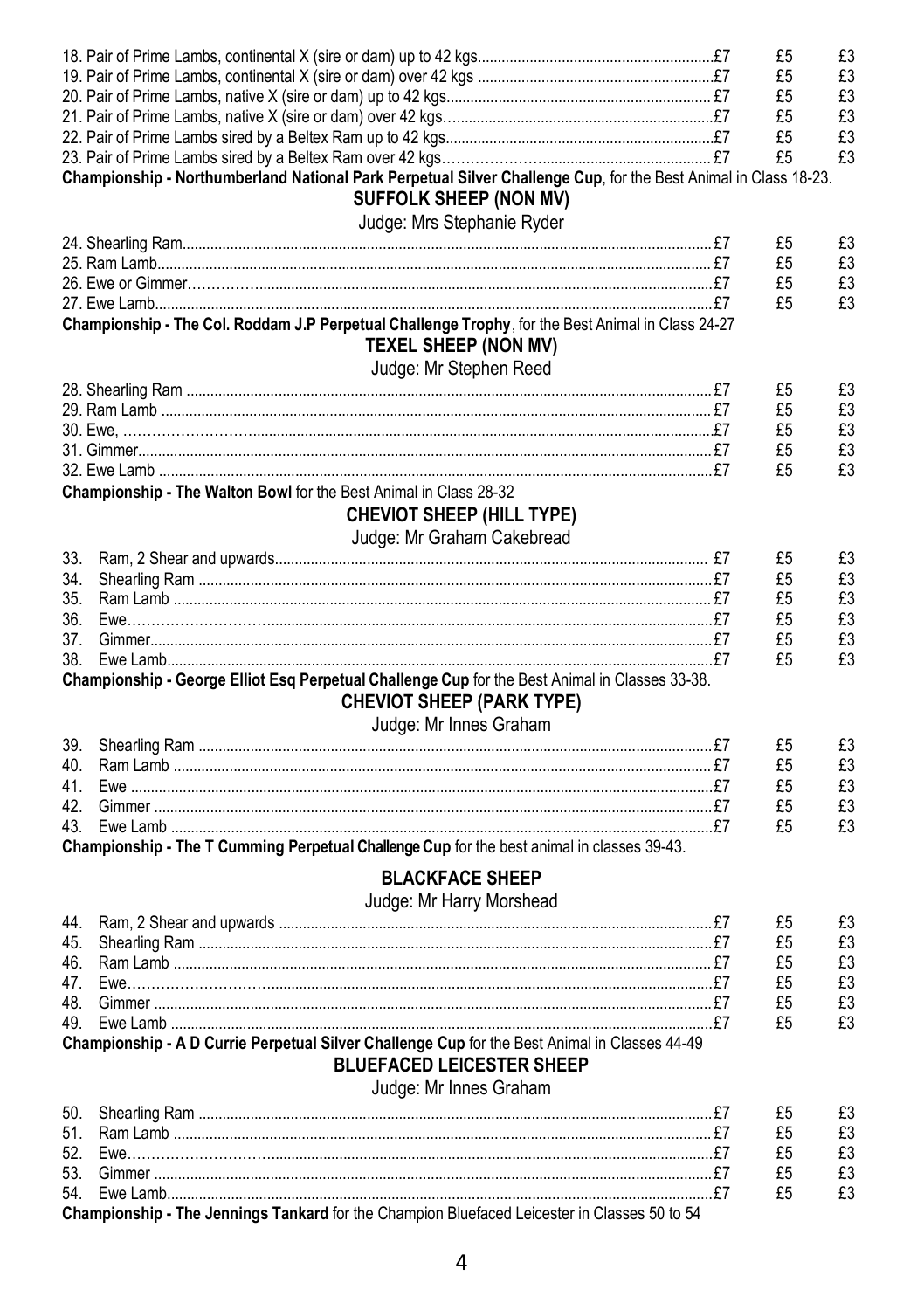| | | | |
|---|---|---|---|
| 18. Pair of Prime Lambs, continental X (sire or dam) up to 42 kgs | £7 | £5 | £3 |
| 19. Pair of Prime Lambs, continental X (sire or dam) over 42 kgs | £7 | £5 | £3 |
| 20. Pair of Prime Lambs, native X (sire or dam) up to 42 kgs | £7 | £5 | £3 |
| 21. Pair of Prime Lambs, native X (sire or dam) over 42 kgs. | £7 | £5 | £3 |
| 22. Pair of Prime Lambs sired by a Beltex Ram up to 42 kgs | £7 | £5 | £3 |
| 23. Pair of Prime Lambs sired by a Beltex Ram over 42 kgs | £7 | £5 | £3 |

**Championship - Northumberland National Park Perpetual Silver Challenge Cup**, for the Best Animal in Class 18-23.

## SUFFOLK SHEEP (NON MV)

Judge: Mrs Stephanie Ryder

| | | | |
|---|---|---|---|
| 24. Shearling Ram | £7 | £5 | £3 |
| 25. Ram Lamb | £7 | £5 | £3 |
| 26. Ewe or Gimmer | £7 | £5 | £3 |
| 27. Ewe Lamb | £7 | £5 | £3 |

**Championship - The Col. Roddam J.P Perpetual Challenge Trophy**, for the Best Animal in Class 24-27

## TEXEL SHEEP (NON MV)

Judge: Mr Stephen Reed

| | | | |
|---|---|---|---|
| 28. Shearling Ram | £7 | £5 | £3 |
| 29. Ram Lamb | £7 | £5 | £3 |
| 30. Ewe, | £7 | £5 | £3 |
| 31. Gimmer | £7 | £5 | £3 |
| 32. Ewe Lamb | £7 | £5 | £3 |

**Championship - The Walton Bowl** for the Best Animal in Class 28-32

## CHEVIOT SHEEP (HILL TYPE)

Judge: Mr Graham Cakebread

| | | | |
|---|---|---|---|
| 33. Ram, 2 Shear and upwards | £7 | £5 | £3 |
| 34. Shearling Ram | £7 | £5 | £3 |
| 35. Ram Lamb | £7 | £5 | £3 |
| 36. Ewe | £7 | £5 | £3 |
| 37. Gimmer | £7 | £5 | £3 |
| 38. Ewe Lamb | £7 | £5 | £3 |

**Championship - George Elliot Esq Perpetual Challenge Cup** for the Best Animal in Classes 33-38.

## CHEVIOT SHEEP (PARK TYPE)

Judge: Mr Innes Graham

| | | | |
|---|---|---|---|
| 39. Shearling Ram | £7 | £5 | £3 |
| 40. Ram Lamb | £7 | £5 | £3 |
| 41. Ewe | £7 | £5 | £3 |
| 42. Gimmer | £7 | £5 | £3 |
| 43. Ewe Lamb | £7 | £5 | £3 |

**Championship - The T Cumming Perpetual Challenge Cup** for the best animal in classes 39-43.

## BLACKFACE SHEEP

Judge: Mr Harry Morshead

| | | | |
|---|---|---|---|
| 44. Ram, 2 Shear and upwards | £7 | £5 | £3 |
| 45. Shearling Ram | £7 | £5 | £3 |
| 46. Ram Lamb | £7 | £5 | £3 |
| 47. Ewe | £7 | £5 | £3 |
| 48. Gimmer | £7 | £5 | £3 |
| 49. Ewe Lamb | £7 | £5 | £3 |

**Championship - A D Currie Perpetual Silver Challenge Cup** for the Best Animal in Classes 44-49

## BLUEFACED LEICESTER SHEEP

Judge: Mr Innes Graham

| | | | |
|---|---|---|---|
| 50. Shearling Ram | £7 | £5 | £3 |
| 51. Ram Lamb | £7 | £5 | £3 |
| 52. Ewe | £7 | £5 | £3 |
| 53. Gimmer | £7 | £5 | £3 |
| 54. Ewe Lamb | £7 | £5 | £3 |

**Championship - The Jennings Tankard** for the Champion Bluefaced Leicester in Classes 50 to 54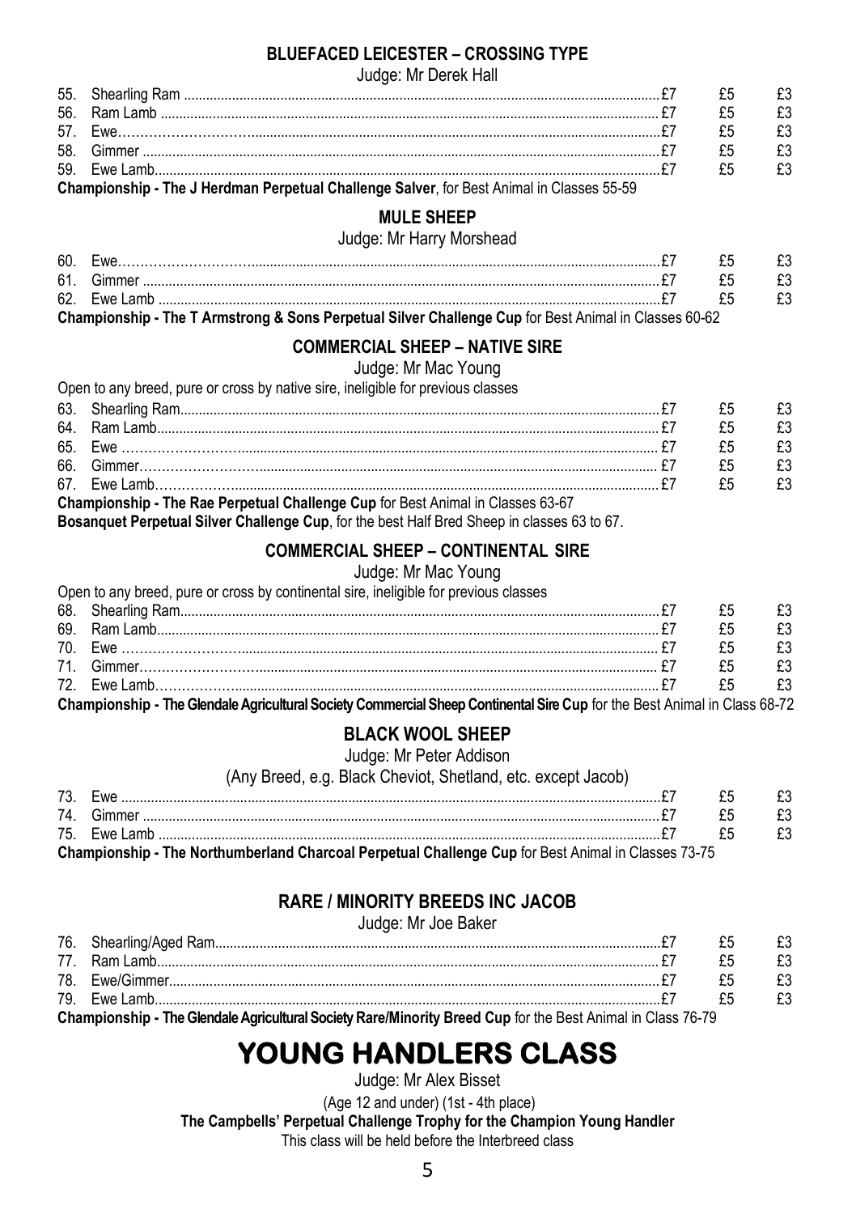## BLUEFACED LEICESTER – CROSSING TYPE

Judge: Mr Derek Hall

| | | | | |
|---|---|---|---|---|
| 55. | Shearling Ram | £7 | £5 | £3 |
| 56. | Ram Lamb | £7 | £5 | £3 |
| 57. | Ewe | £7 | £5 | £3 |
| 58. | Gimmer | £7 | £5 | £3 |
| 59. | Ewe Lamb | £7 | £5 | £3 |

**Championship - The J Herdman Perpetual Challenge Salver**, for Best Animal in Classes 55-59

## MULE SHEEP

Judge: Mr Harry Morshead

| | | | | |
|---|---|---|---|---|
| 60. | Ewe | £7 | £5 | £3 |
| 61. | Gimmer | £7 | £5 | £3 |
| 62. | Ewe Lamb | £7 | £5 | £3 |

**Championship - The T Armstrong & Sons Perpetual Silver Challenge Cup** for Best Animal in Classes 60-62

## COMMERCIAL SHEEP – NATIVE SIRE

Judge: Mr Mac Young

Open to any breed, pure or cross by native sire, ineligible for previous classes

| | | | | |
|---|---|---|---|---|
| 63. | Shearling Ram | £7 | £5 | £3 |
| 64. | Ram Lamb | £7 | £5 | £3 |
| 65. | Ewe | £7 | £5 | £3 |
| 66. | Gimmer | £7 | £5 | £3 |
| 67. | Ewe Lamb | £7 | £5 | £3 |

**Championship - The Rae Perpetual Challenge Cup** for Best Animal in Classes 63-67

**Bosanquet Perpetual Silver Challenge Cup**, for the best Half Bred Sheep in classes 63 to 67.

## COMMERCIAL SHEEP – CONTINENTAL SIRE

Judge: Mr Mac Young

Open to any breed, pure or cross by continental sire, ineligible for previous classes

| | | | | |
|---|---|---|---|---|
| 68. | Shearling Ram | £7 | £5 | £3 |
| 69. | Ram Lamb | £7 | £5 | £3 |
| 70. | Ewe | £7 | £5 | £3 |
| 71. | Gimmer | £7 | £5 | £3 |
| 72. | Ewe Lamb | £7 | £5 | £3 |

**Championship - The Glendale Agricultural Society Commercial Sheep Continental Sire Cup** for the Best Animal in Class 68-72

## BLACK WOOL SHEEP

Judge: Mr Peter Addison

(Any Breed, e.g. Black Cheviot, Shetland, etc. except Jacob)

| | | | | |
|---|---|---|---|---|
| 73. | Ewe | £7 | £5 | £3 |
| 74. | Gimmer | £7 | £5 | £3 |
| 75. | Ewe Lamb | £7 | £5 | £3 |

**Championship - The Northumberland Charcoal Perpetual Challenge Cup** for Best Animal in Classes 73-75

## RARE / MINORITY BREEDS INC JACOB

Judge: Mr Joe Baker

| | | | | |
|---|---|---|---|---|
| 76. | Shearling/Aged Ram | £7 | £5 | £3 |
| 77. | Ram Lamb | £7 | £5 | £3 |
| 78. | Ewe/Gimmer | £7 | £5 | £3 |
| 79. | Ewe Lamb | £7 | £5 | £3 |

**Championship - The Glendale Agricultural Society Rare/Minority Breed Cup** for the Best Animal in Class 76-79

# YOUNG HANDLERS CLASS

Judge: Mr Alex Bisset

(Age 12 and under) (1st - 4th place)

**The Campbells' Perpetual Challenge Trophy for the Champion Young Handler**

This class will be held before the Interbreed class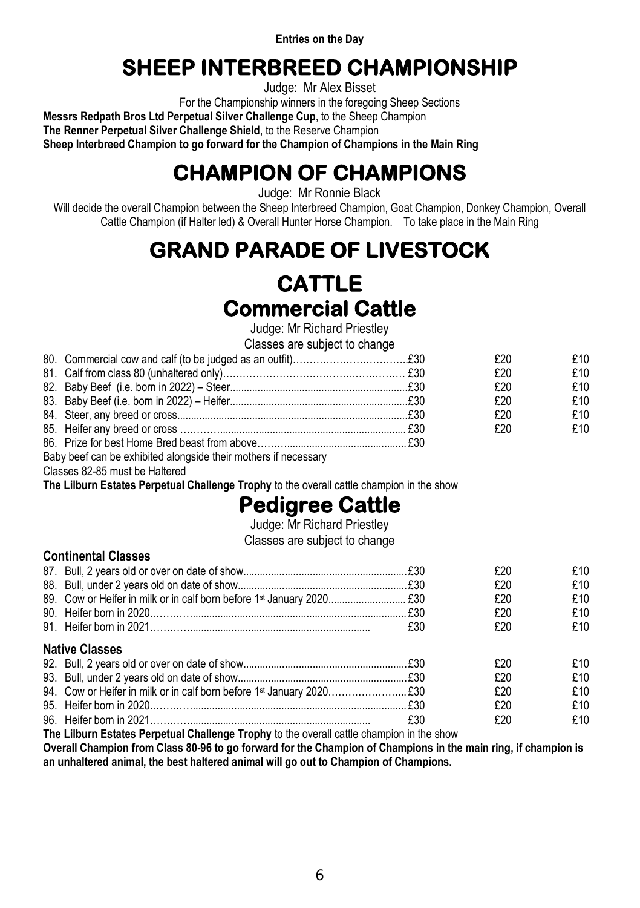**Entries on the Day**

# SHEEP INTERBREED CHAMPIONSHIP

Judge: Mr Alex Bisset

For the Championship winners in the foregoing Sheep Sections

**Messrs Redpath Bros Ltd Perpetual Silver Challenge Cup**, to the Sheep Champion

**The Renner Perpetual Silver Challenge Shield**, to the Reserve Champion

**Sheep Interbreed Champion to go forward for the Champion of Champions in the Main Ring**

# CHAMPION OF CHAMPIONS

Judge: Mr Ronnie Black

Will decide the overall Champion between the Sheep Interbreed Champion, Goat Champion, Donkey Champion, Overall Cattle Champion (if Halter led) & Overall Hunter Horse Champion. To take place in the Main Ring

# GRAND PARADE OF LIVESTOCK

# CATTLE

## Commercial Cattle

Judge: Mr Richard Priestley

Classes are subject to change

| | | | |
|---|---|---|---|
| 80. Commercial cow and calf (to be judged as an outfit) | £30 | £20 | £10 |
| 81. Calf from class 80 (unhaltered only) | £30 | £20 | £10 |
| 82. Baby Beef (i.e. born in 2022) – Steer | £30 | £20 | £10 |
| 83. Baby Beef (i.e. born in 2022) – Heifer | £30 | £20 | £10 |
| 84. Steer, any breed or cross | £30 | £20 | £10 |
| 85. Heifer any breed or cross | £30 | £20 | £10 |
| 86. Prize for best Home Bred beast from above | £30 | | |

Baby beef can be exhibited alongside their mothers if necessary

Classes 82-85 must be Haltered

**The Lilburn Estates Perpetual Challenge Trophy** to the overall cattle champion in the show

## Pedigree Cattle

Judge: Mr Richard Priestley

Classes are subject to change

### Continental Classes

| | | | |
|---|---|---|---|
| 87. Bull, 2 years old or over on date of show | £30 | £20 | £10 |
| 88. Bull, under 2 years old on date of show | £30 | £20 | £10 |
| 89. Cow or Heifer in milk or in calf born before 1st January 2020 | £30 | £20 | £10 |
| 90. Heifer born in 2020 | £30 | £20 | £10 |
| 91. Heifer born in 2021 | £30 | £20 | £10 |

### Native Classes

| | | | |
|---|---|---|---|
| 92. Bull, 2 years old or over on date of show | £30 | £20 | £10 |
| 93. Bull, under 2 years old on date of show | £30 | £20 | £10 |
| 94. Cow or Heifer in milk or in calf born before 1st January 2020 | £30 | £20 | £10 |
| 95. Heifer born in 2020 | £30 | £20 | £10 |
| 96. Heifer born in 2021 | £30 | £20 | £10 |

**The Lilburn Estates Perpetual Challenge Trophy** to the overall cattle champion in the show

**Overall Champion from Class 80-96 to go forward for the Champion of Champions in the main ring, if champion is an unhaltered animal, the best haltered animal will go out to Champion of Champions.**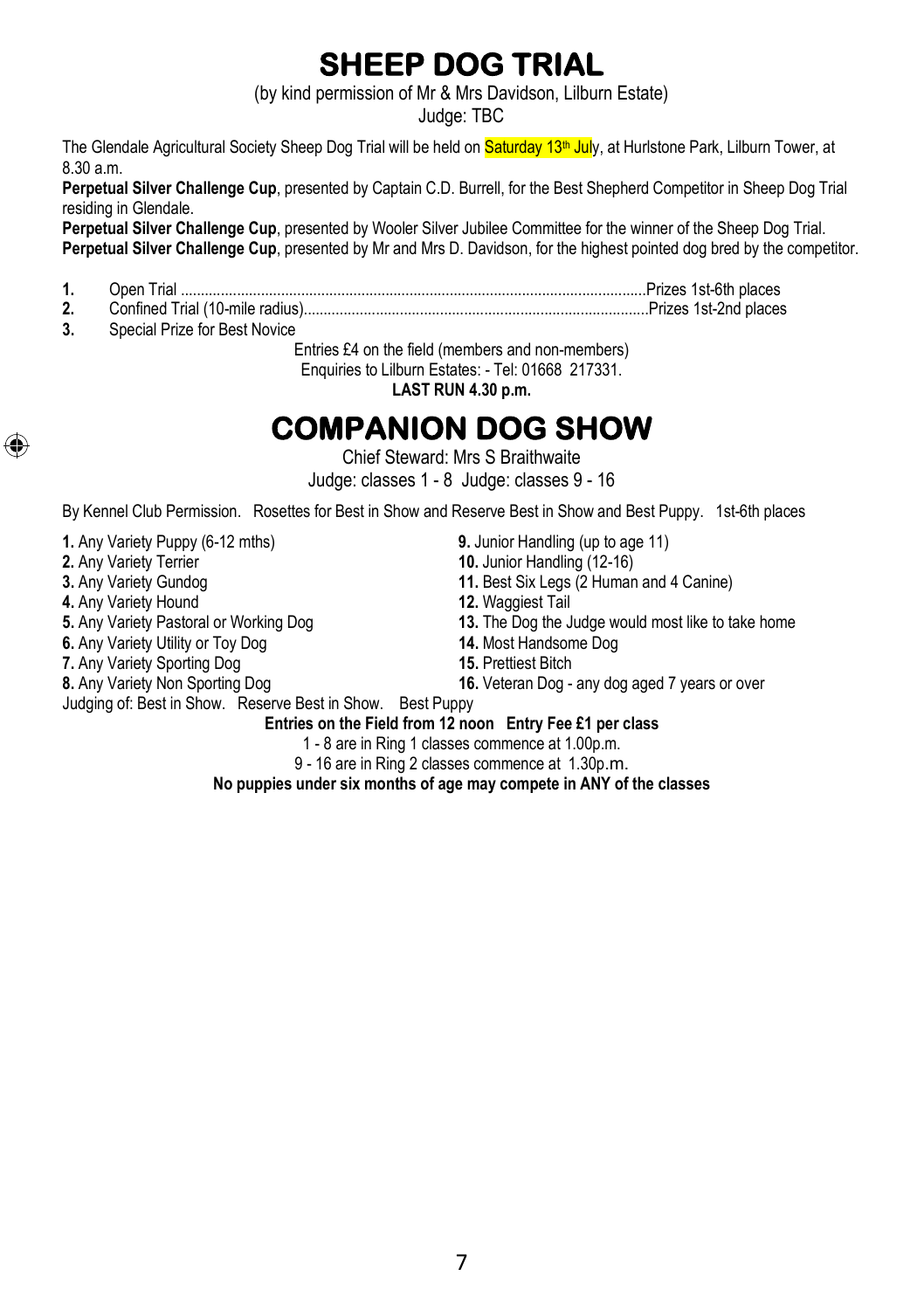# SHEEP DOG TRIAL

(by kind permission of Mr & Mrs Davidson, Lilburn Estate)

Judge: TBC

The Glendale Agricultural Society Sheep Dog Trial will be held on Saturday 13th July, at Hurlstone Park, Lilburn Tower, at 8.30 a.m.

**Perpetual Silver Challenge Cup**, presented by Captain C.D. Burrell, for the Best Shepherd Competitor in Sheep Dog Trial residing in Glendale.

**Perpetual Silver Challenge Cup**, presented by Wooler Silver Jubilee Committee for the winner of the Sheep Dog Trial.

**Perpetual Silver Challenge Cup**, presented by Mr and Mrs D. Davidson, for the highest pointed dog bred by the competitor.

1. Open Trial ........................................................................................................................Prizes 1st-6th places
2. Confined Trial (10-mile radius)........................................................................................Prizes 1st-2nd places
3. Special Prize for Best Novice

Entries £4 on the field (members and non-members)

Enquiries to Lilburn Estates: - Tel: 01668 217331.

**LAST RUN 4.30 p.m.**

# COMPANION DOG SHOW

Chief Steward: Mrs S Braithwaite

Judge: classes 1 - 8 Judge: classes 9 - 16

By Kennel Club Permission. Rosettes for Best in Show and Reserve Best in Show and Best Puppy. 1st-6th places

**1.** Any Variety Puppy (6-12 mths)
**2.** Any Variety Terrier
**3.** Any Variety Gundog
**4.** Any Variety Hound
**5.** Any Variety Pastoral or Working Dog
**6.** Any Variety Utility or Toy Dog
**7.** Any Variety Sporting Dog
**8.** Any Variety Non Sporting Dog
**9.** Junior Handling (up to age 11)
**10.** Junior Handling (12-16)
**11.** Best Six Legs (2 Human and 4 Canine)
**12.** Waggiest Tail
**13.** The Dog the Judge would most like to take home
**14.** Most Handsome Dog
**15.** Prettiest Bitch
**16.** Veteran Dog - any dog aged 7 years or over

Judging of: Best in Show. Reserve Best in Show. Best Puppy

**Entries on the Field from 12 noon Entry Fee £1 per class**

1 - 8 are in Ring 1 classes commence at 1.00p.m.

9 - 16 are in Ring 2 classes commence at 1.30p.m.

**No puppies under six months of age may compete in ANY of the classes**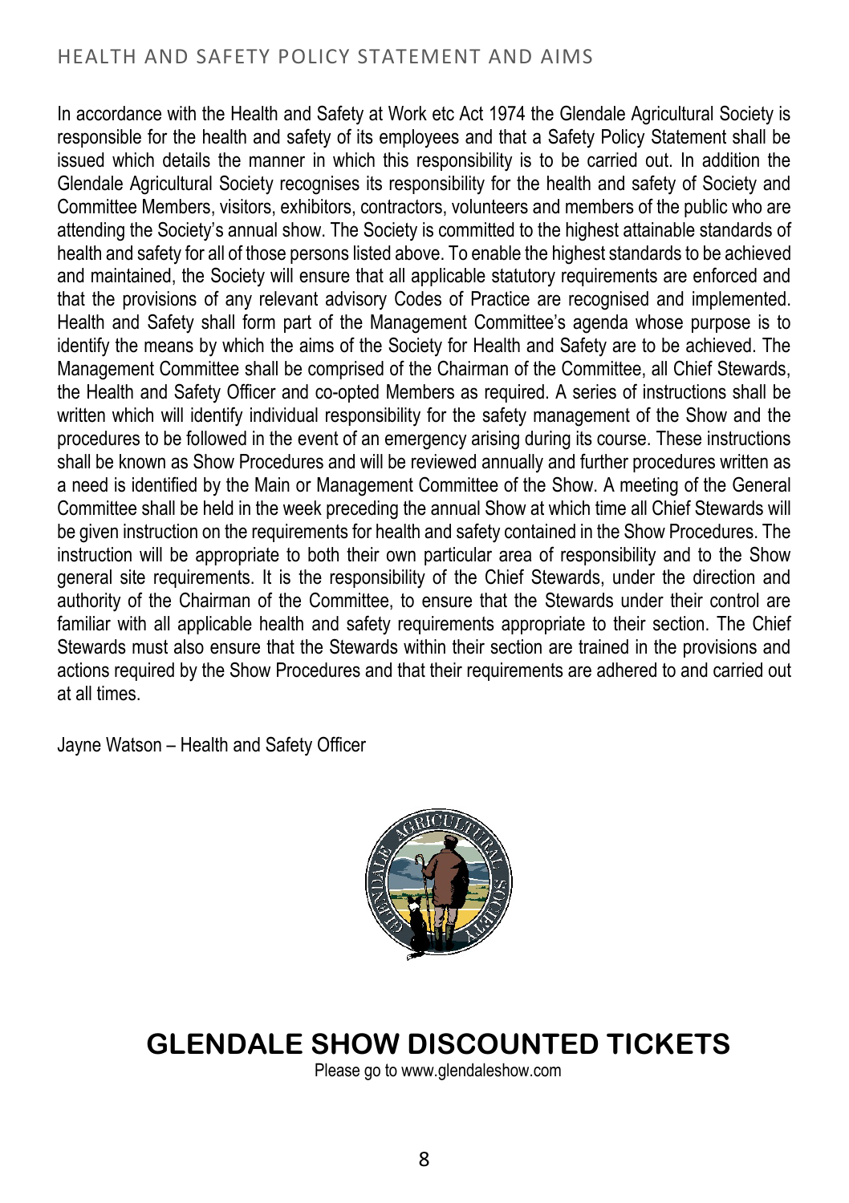## HEALTH AND SAFETY POLICY STATEMENT AND AIMS

In accordance with the Health and Safety at Work etc Act 1974 the Glendale Agricultural Society is responsible for the health and safety of its employees and that a Safety Policy Statement shall be issued which details the manner in which this responsibility is to be carried out. In addition the Glendale Agricultural Society recognises its responsibility for the health and safety of Society and Committee Members, visitors, exhibitors, contractors, volunteers and members of the public who are attending the Society's annual show. The Society is committed to the highest attainable standards of health and safety for all of those persons listed above. To enable the highest standards to be achieved and maintained, the Society will ensure that all applicable statutory requirements are enforced and that the provisions of any relevant advisory Codes of Practice are recognised and implemented. Health and Safety shall form part of the Management Committee's agenda whose purpose is to identify the means by which the aims of the Society for Health and Safety are to be achieved. The Management Committee shall be comprised of the Chairman of the Committee, all Chief Stewards, the Health and Safety Officer and co-opted Members as required. A series of instructions shall be written which will identify individual responsibility for the safety management of the Show and the procedures to be followed in the event of an emergency arising during its course. These instructions shall be known as Show Procedures and will be reviewed annually and further procedures written as a need is identified by the Main or Management Committee of the Show. A meeting of the General Committee shall be held in the week preceding the annual Show at which time all Chief Stewards will be given instruction on the requirements for health and safety contained in the Show Procedures. The instruction will be appropriate to both their own particular area of responsibility and to the Show general site requirements. It is the responsibility of the Chief Stewards, under the direction and authority of the Chairman of the Committee, to ensure that the Stewards under their control are familiar with all applicable health and safety requirements appropriate to their section. The Chief Stewards must also ensure that the Stewards within their section are trained in the provisions and actions required by the Show Procedures and that their requirements are adhered to and carried out at all times.

Jayne Watson – Health and Safety Officer

GLENDALE AGRICULTURAL SOCIETY

# GLENDALE SHOW DISCOUNTED TICKETS

Please go to www.glendaleshow.com